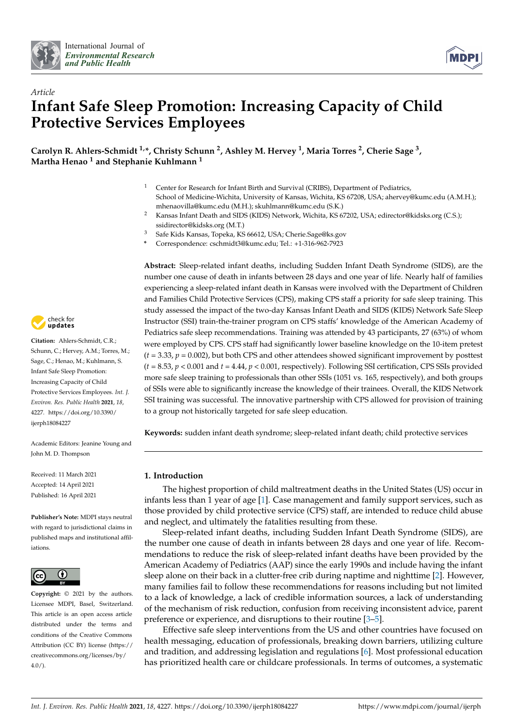International Journal of *Environmental Research and Public Health*

*Article*

# Infant Safe Sleep Promotion: Increasing Capacity of Child Protective Services Employees

**Carolyn R. Ahlers-Schmidt [1,*], Christy Schunn [2], Ashley M. Hervey [1], Maria Torres [2], Cherie Sage [3], Martha Henao [1] and Stephanie Kuhlmann [1]**

[1] Center for Research for Infant Birth and Survival (CRIBS), Department of Pediatrics, School of Medicine-Wichita, University of Kansas, Wichita, KS 67208, USA; ahervey@kumc.edu (A.M.H.); mhenaovilla@kumc.edu (M.H.); skuhlmann@kumc.edu (S.K.)

[2] Kansas Infant Death and SIDS (KIDS) Network, Wichita, KS 67202, USA; edirector@kidsks.org (C.S.); ssidirector@kidsks.org (M.T.)

[3] Safe Kids Kansas, Topeka, KS 66612, USA; Cherie.Sage@ks.gov

[*] Correspondence: cschmidt3@kumc.edu; Tel.: +1-316-962-7923

**Abstract:** Sleep-related infant deaths, including Sudden Infant Death Syndrome (SIDS), are the number one cause of death in infants between 28 days and one year of life. Nearly half of families experiencing a sleep-related infant death in Kansas were involved with the Department of Children and Families Child Protective Services (CPS), making CPS staff a priority for safe sleep training. This study assessed the impact of the two-day Kansas Infant Death and SIDS (KIDS) Network Safe Sleep Instructor (SSI) train-the-trainer program on CPS staffs' knowledge of the American Academy of Pediatrics safe sleep recommendations. Training was attended by 43 participants, 27 (63%) of whom were employed by CPS. CPS staff had significantly lower baseline knowledge on the 10-item pretest ($t = 3.33$, $p = 0.002$), but both CPS and other attendees showed significant improvement by posttest ($t = 8.53$, $p < 0.001$ and $t = 4.44$, $p < 0.001$, respectively). Following SSI certification, CPS SSIs provided more safe sleep training to professionals than other SSIs (1051 vs. 165, respectively), and both groups of SSIs were able to significantly increase the knowledge of their trainees. Overall, the KIDS Network SSI training was successful. The innovative partnership with CPS allowed for provision of training to a group not historically targeted for safe sleep education.

**Keywords:** sudden infant death syndrome; sleep-related infant death; child protective services

**Citation:** Ahlers-Schmidt, C.R.; Schunn, C.; Hervey, A.M.; Torres, M.; Sage, C.; Henao, M.; Kuhlmann, S. Infant Safe Sleep Promotion: Increasing Capacity of Child Protective Services Employees. *Int. J. Environ. Res. Public Health* **2021**, *18*, 4227. https://doi.org/10.3390/ijerph18084227

Academic Editors: Jeanine Young and John M. D. Thompson

Received: 11 March 2021
Accepted: 14 April 2021
Published: 16 April 2021

**Publisher's Note:** MDPI stays neutral with regard to jurisdictional claims in published maps and institutional affiliations.

**Copyright:** © 2021 by the authors. Licensee MDPI, Basel, Switzerland. This article is an open access article distributed under the terms and conditions of the Creative Commons Attribution (CC BY) license (https://creativecommons.org/licenses/by/4.0/).

## 1. Introduction

The highest proportion of child maltreatment deaths in the United States (US) occur in infants less than 1 year of age [1]. Case management and family support services, such as those provided by child protective service (CPS) staff, are intended to reduce child abuse and neglect, and ultimately the fatalities resulting from these.

Sleep-related infant deaths, including Sudden Infant Death Syndrome (SIDS), are the number one cause of death in infants between 28 days and one year of life. Recommendations to reduce the risk of sleep-related infant deaths have been provided by the American Academy of Pediatrics (AAP) since the early 1990s and include having the infant sleep alone on their back in a clutter-free crib during naptime and nighttime [2]. However, many families fail to follow these recommendations for reasons including but not limited to a lack of knowledge, a lack of credible information sources, a lack of understanding of the mechanism of risk reduction, confusion from receiving inconsistent advice, parent preference or experience, and disruptions to their routine [3–5].

Effective safe sleep interventions from the US and other countries have focused on health messaging, education of professionals, breaking down barriers, utilizing culture and tradition, and addressing legislation and regulations [6]. Most professional education has prioritized health care or childcare professionals. In terms of outcomes, a systematic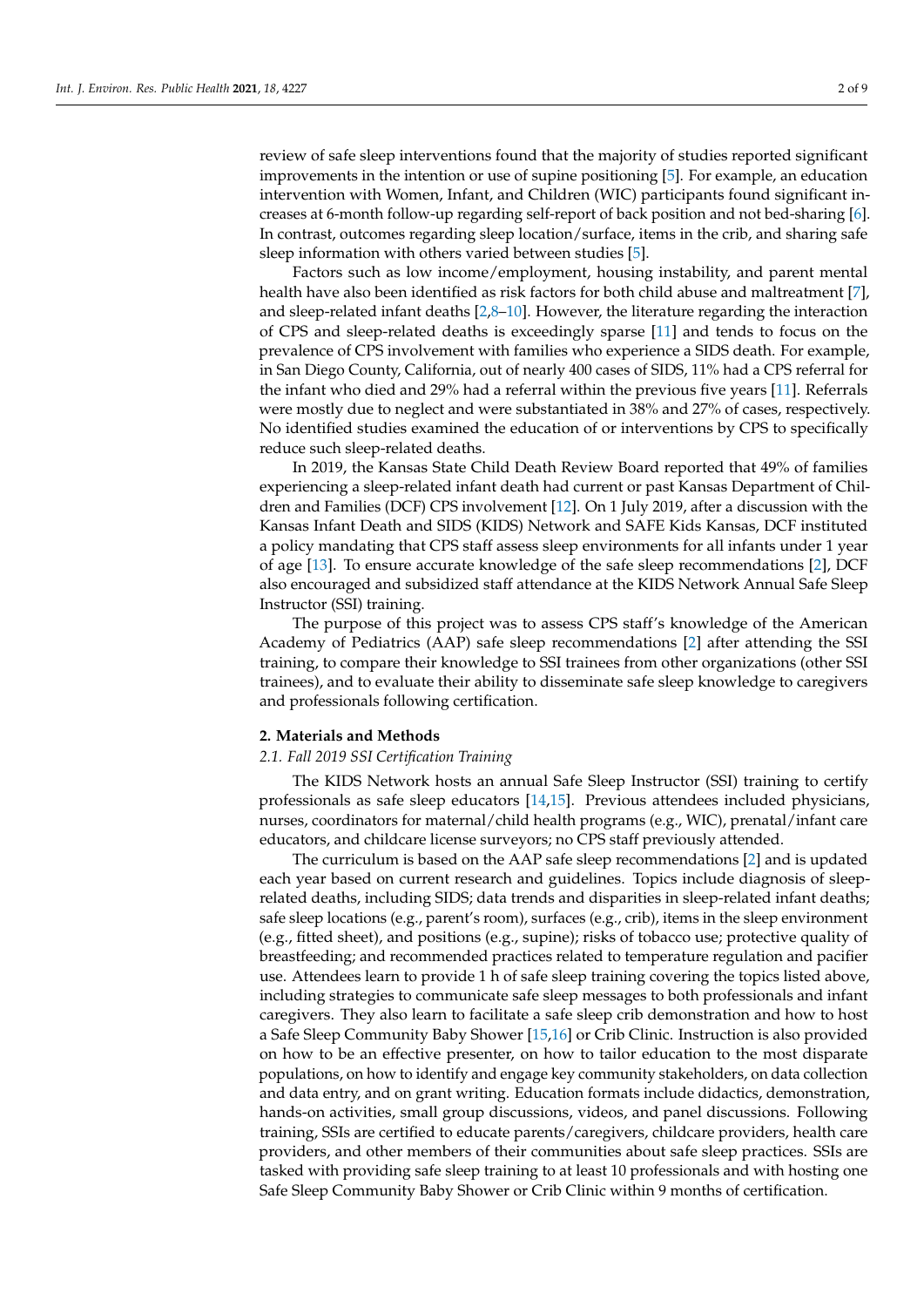review of safe sleep interventions found that the majority of studies reported significant improvements in the intention or use of supine positioning [5]. For example, an education intervention with Women, Infant, and Children (WIC) participants found significant increases at 6-month follow-up regarding self-report of back position and not bed-sharing [6]. In contrast, outcomes regarding sleep location/surface, items in the crib, and sharing safe sleep information with others varied between studies [5].

Factors such as low income/employment, housing instability, and parent mental health have also been identified as risk factors for both child abuse and maltreatment [7], and sleep-related infant deaths [2,8–10]. However, the literature regarding the interaction of CPS and sleep-related deaths is exceedingly sparse [11] and tends to focus on the prevalence of CPS involvement with families who experience a SIDS death. For example, in San Diego County, California, out of nearly 400 cases of SIDS, 11% had a CPS referral for the infant who died and 29% had a referral within the previous five years [11]. Referrals were mostly due to neglect and were substantiated in 38% and 27% of cases, respectively. No identified studies examined the education of or interventions by CPS to specifically reduce such sleep-related deaths.

In 2019, the Kansas State Child Death Review Board reported that 49% of families experiencing a sleep-related infant death had current or past Kansas Department of Children and Families (DCF) CPS involvement [12]. On 1 July 2019, after a discussion with the Kansas Infant Death and SIDS (KIDS) Network and SAFE Kids Kansas, DCF instituted a policy mandating that CPS staff assess sleep environments for all infants under 1 year of age [13]. To ensure accurate knowledge of the safe sleep recommendations [2], DCF also encouraged and subsidized staff attendance at the KIDS Network Annual Safe Sleep Instructor (SSI) training.

The purpose of this project was to assess CPS staff's knowledge of the American Academy of Pediatrics (AAP) safe sleep recommendations [2] after attending the SSI training, to compare their knowledge to SSI trainees from other organizations (other SSI trainees), and to evaluate their ability to disseminate safe sleep knowledge to caregivers and professionals following certification.

## 2. Materials and Methods

### *2.1. Fall 2019 SSI Certification Training*

The KIDS Network hosts an annual Safe Sleep Instructor (SSI) training to certify professionals as safe sleep educators [14,15]. Previous attendees included physicians, nurses, coordinators for maternal/child health programs (e.g., WIC), prenatal/infant care educators, and childcare license surveyors; no CPS staff previously attended.

The curriculum is based on the AAP safe sleep recommendations [2] and is updated each year based on current research and guidelines. Topics include diagnosis of sleep-related deaths, including SIDS; data trends and disparities in sleep-related infant deaths; safe sleep locations (e.g., parent's room), surfaces (e.g., crib), items in the sleep environment (e.g., fitted sheet), and positions (e.g., supine); risks of tobacco use; protective quality of breastfeeding; and recommended practices related to temperature regulation and pacifier use. Attendees learn to provide 1 h of safe sleep training covering the topics listed above, including strategies to communicate safe sleep messages to both professionals and infant caregivers. They also learn to facilitate a safe sleep crib demonstration and how to host a Safe Sleep Community Baby Shower [15,16] or Crib Clinic. Instruction is also provided on how to be an effective presenter, on how to tailor education to the most disparate populations, on how to identify and engage key community stakeholders, on data collection and data entry, and on grant writing. Education formats include didactics, demonstration, hands-on activities, small group discussions, videos, and panel discussions. Following training, SSIs are certified to educate parents/caregivers, childcare providers, health care providers, and other members of their communities about safe sleep practices. SSIs are tasked with providing safe sleep training to at least 10 professionals and with hosting one Safe Sleep Community Baby Shower or Crib Clinic within 9 months of certification.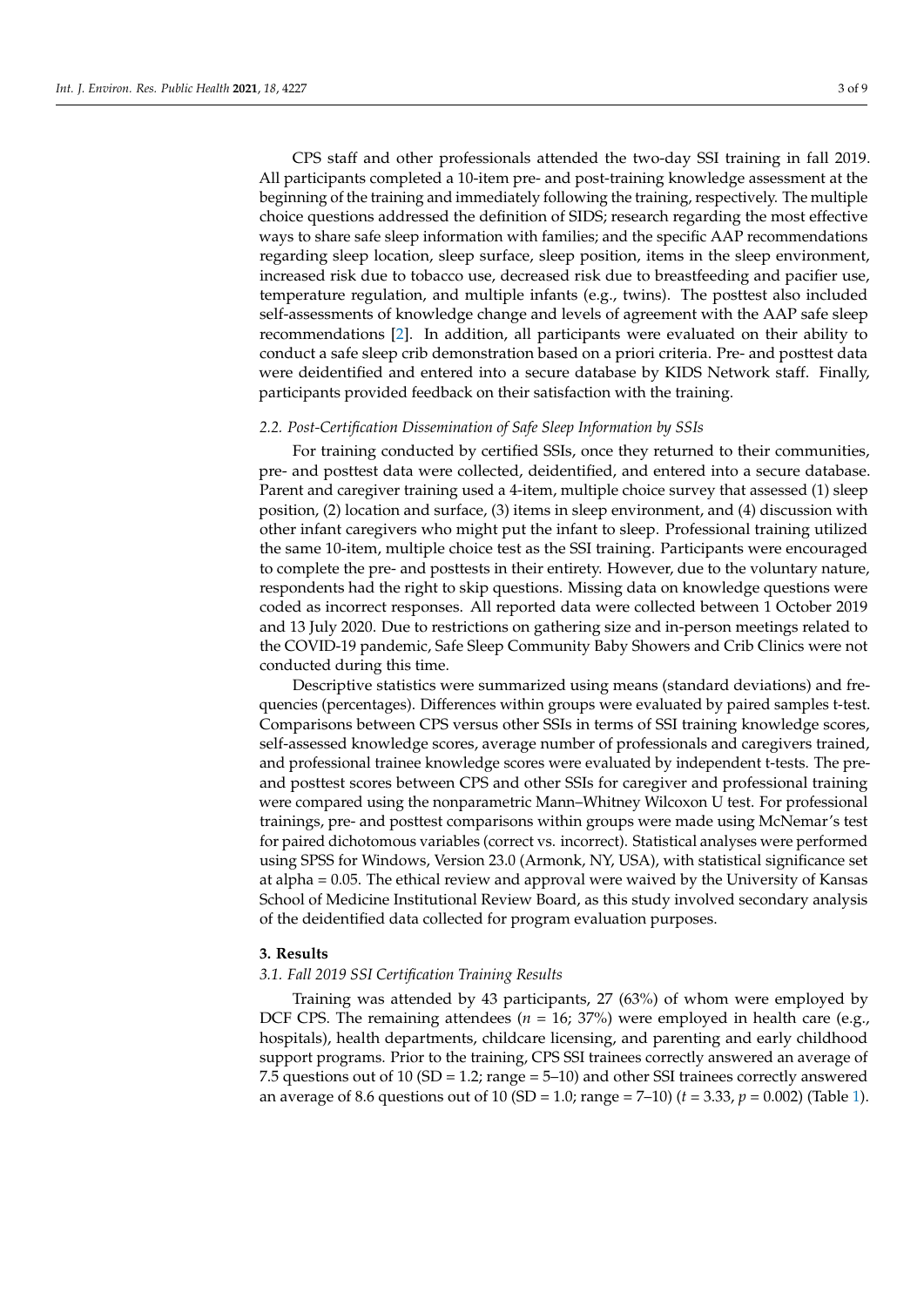CPS staff and other professionals attended the two-day SSI training in fall 2019. All participants completed a 10-item pre- and post-training knowledge assessment at the beginning of the training and immediately following the training, respectively. The multiple choice questions addressed the definition of SIDS; research regarding the most effective ways to share safe sleep information with families; and the specific AAP recommendations regarding sleep location, sleep surface, sleep position, items in the sleep environment, increased risk due to tobacco use, decreased risk due to breastfeeding and pacifier use, temperature regulation, and multiple infants (e.g., twins). The posttest also included self-assessments of knowledge change and levels of agreement with the AAP safe sleep recommendations [2]. In addition, all participants were evaluated on their ability to conduct a safe sleep crib demonstration based on a priori criteria. Pre- and posttest data were deidentified and entered into a secure database by KIDS Network staff. Finally, participants provided feedback on their satisfaction with the training.

### 2.2. Post-Certification Dissemination of Safe Sleep Information by SSIs

For training conducted by certified SSIs, once they returned to their communities, pre- and posttest data were collected, deidentified, and entered into a secure database. Parent and caregiver training used a 4-item, multiple choice survey that assessed (1) sleep position, (2) location and surface, (3) items in sleep environment, and (4) discussion with other infant caregivers who might put the infant to sleep. Professional training utilized the same 10-item, multiple choice test as the SSI training. Participants were encouraged to complete the pre- and posttests in their entirety. However, due to the voluntary nature, respondents had the right to skip questions. Missing data on knowledge questions were coded as incorrect responses. All reported data were collected between 1 October 2019 and 13 July 2020. Due to restrictions on gathering size and in-person meetings related to the COVID-19 pandemic, Safe Sleep Community Baby Showers and Crib Clinics were not conducted during this time.

Descriptive statistics were summarized using means (standard deviations) and frequencies (percentages). Differences within groups were evaluated by paired samples t-test. Comparisons between CPS versus other SSIs in terms of SSI training knowledge scores, self-assessed knowledge scores, average number of professionals and caregivers trained, and professional trainee knowledge scores were evaluated by independent t-tests. The pre- and posttest scores between CPS and other SSIs for caregiver and professional training were compared using the nonparametric Mann–Whitney Wilcoxon U test. For professional trainings, pre- and posttest comparisons within groups were made using McNemar's test for paired dichotomous variables (correct vs. incorrect). Statistical analyses were performed using SPSS for Windows, Version 23.0 (Armonk, NY, USA), with statistical significance set at alpha = 0.05. The ethical review and approval were waived by the University of Kansas School of Medicine Institutional Review Board, as this study involved secondary analysis of the deidentified data collected for program evaluation purposes.

## 3. Results

### 3.1. Fall 2019 SSI Certification Training Results

Training was attended by 43 participants, 27 (63%) of whom were employed by DCF CPS. The remaining attendees ($n$ = 16; 37%) were employed in health care (e.g., hospitals), health departments, childcare licensing, and parenting and early childhood support programs. Prior to the training, CPS SSI trainees correctly answered an average of 7.5 questions out of 10 (SD = 1.2; range = 5–10) and other SSI trainees correctly answered an average of 8.6 questions out of 10 (SD = 1.0; range = 7–10) ($t$ = 3.33, $p$ = 0.002) (Table 1).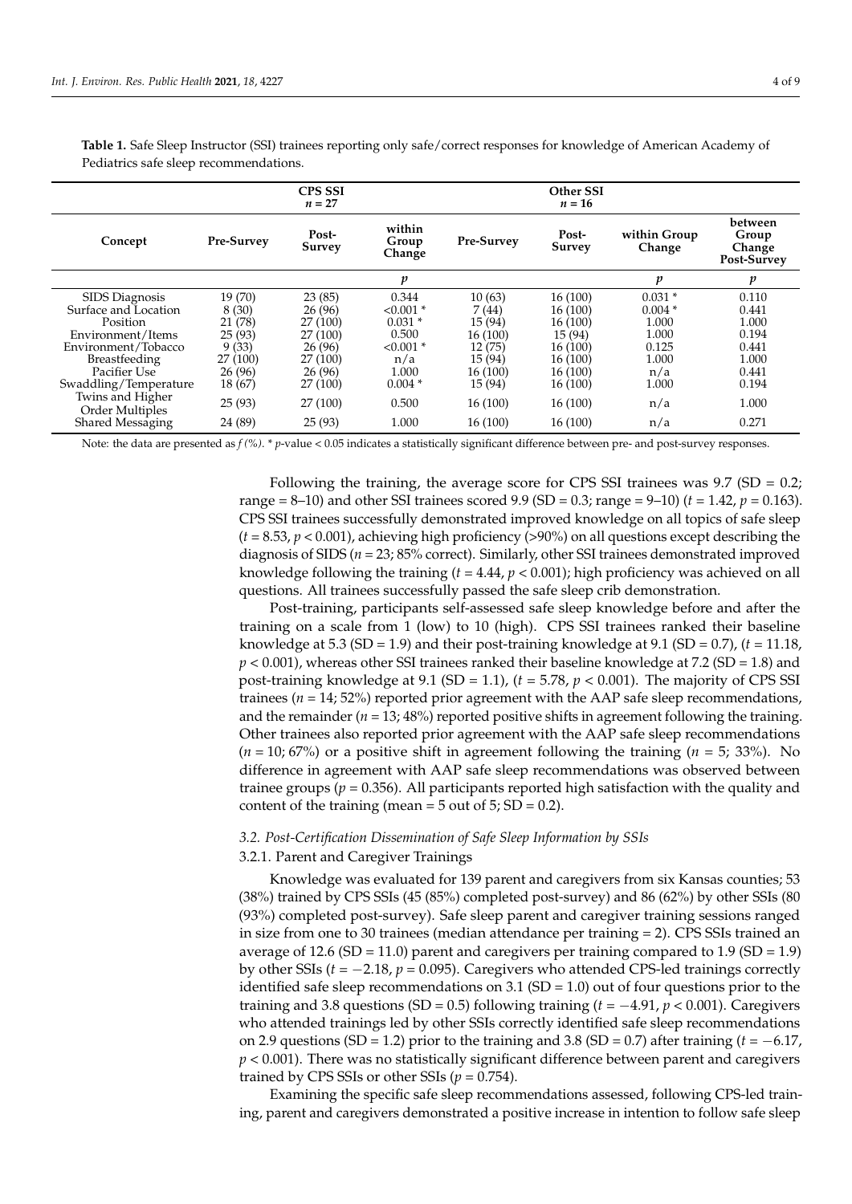**Table 1.** Safe Sleep Instructor (SSI) trainees reporting only safe/correct responses for knowledge of American Academy of Pediatrics safe sleep recommendations.

| | CPS SSI $n = 27$ | | | Other SSI $n = 16$ | | | |
|---|---|---|---|---|---|---|---|
| Concept | Pre-Survey | Post-Survey | within Group Change | Pre-Survey | Post-Survey | within Group Change | between Group Change Post-Survey |
| | | | $p$ | | | $p$ | $p$ |
| SIDS Diagnosis | 19 (70) | 23 (85) | 0.344 | 10 (63) | 16 (100) | 0.031 * | 0.110 |
| Surface and Location | 8 (30) | 26 (96) | <0.001 * | 7 (44) | 16 (100) | 0.004 * | 0.441 |
| Position | 21 (78) | 27 (100) | 0.031 * | 15 (94) | 16 (100) | 1.000 | 1.000 |
| Environment/Items | 25 (93) | 27 (100) | 0.500 | 16 (100) | 15 (94) | 1.000 | 0.194 |
| Environment/Tobacco | 9 (33) | 26 (96) | <0.001 * | 12 (75) | 16 (100) | 0.125 | 0.441 |
| Breastfeeding | 27 (100) | 27 (100) | n/a | 15 (94) | 16 (100) | 1.000 | 1.000 |
| Pacifier Use | 26 (96) | 26 (96) | 1.000 | 16 (100) | 16 (100) | n/a | 0.441 |
| Swaddling/Temperature | 18 (67) | 27 (100) | 0.004 * | 15 (94) | 16 (100) | 1.000 | 0.194 |
| Twins and Higher Order Multiples | 25 (93) | 27 (100) | 0.500 | 16 (100) | 16 (100) | n/a | 1.000 |
| Shared Messaging | 24 (89) | 25 (93) | 1.000 | 16 (100) | 16 (100) | n/a | 0.271 |

Note: the data are presented as *f (%)*. * *p*-value < 0.05 indicates a statistically significant difference between pre- and post-survey responses.

Following the training, the average score for CPS SSI trainees was 9.7 (SD = 0.2; range = 8–10) and other SSI trainees scored 9.9 (SD = 0.3; range = 9–10) ($t = 1.42$, $p = 0.163$). CPS SSI trainees successfully demonstrated improved knowledge on all topics of safe sleep ($t = 8.53$, $p < 0.001$), achieving high proficiency (>90%) on all questions except describing the diagnosis of SIDS ($n = 23$; 85% correct). Similarly, other SSI trainees demonstrated improved knowledge following the training ($t = 4.44$, $p < 0.001$); high proficiency was achieved on all questions. All trainees successfully passed the safe sleep crib demonstration.

Post-training, participants self-assessed safe sleep knowledge before and after the training on a scale from 1 (low) to 10 (high). CPS SSI trainees ranked their baseline knowledge at 5.3 (SD = 1.9) and their post-training knowledge at 9.1 (SD = 0.7), ($t = 11.18$, $p < 0.001$), whereas other SSI trainees ranked their baseline knowledge at 7.2 (SD = 1.8) and post-training knowledge at 9.1 (SD = 1.1), ($t = 5.78$, $p < 0.001$). The majority of CPS SSI trainees ($n = 14$; 52%) reported prior agreement with the AAP safe sleep recommendations, and the remainder ($n = 13$; 48%) reported positive shifts in agreement following the training. Other trainees also reported prior agreement with the AAP safe sleep recommendations ($n = 10$; 67%) or a positive shift in agreement following the training ($n = 5$; 33%). No difference in agreement with AAP safe sleep recommendations was observed between trainee groups ($p = 0.356$). All participants reported high satisfaction with the quality and content of the training (mean = 5 out of 5; SD = 0.2).

### *3.2. Post-Certification Dissemination of Safe Sleep Information by SSIs*

#### 3.2.1. Parent and Caregiver Trainings

Knowledge was evaluated for 139 parent and caregivers from six Kansas counties; 53 (38%) trained by CPS SSIs (45 (85%) completed post-survey) and 86 (62%) by other SSIs (80 (93%) completed post-survey). Safe sleep parent and caregiver training sessions ranged in size from one to 30 trainees (median attendance per training = 2). CPS SSIs trained an average of 12.6 (SD = 11.0) parent and caregivers per training compared to 1.9 (SD = 1.9) by other SSIs ($t = -2.18$, $p = 0.095$). Caregivers who attended CPS-led trainings correctly identified safe sleep recommendations on 3.1 (SD = 1.0) out of four questions prior to the training and 3.8 questions (SD = 0.5) following training ($t = -4.91$, $p < 0.001$). Caregivers who attended trainings led by other SSIs correctly identified safe sleep recommendations on 2.9 questions (SD = 1.2) prior to the training and 3.8 (SD = 0.7) after training ($t = -6.17$, $p < 0.001$). There was no statistically significant difference between parent and caregivers trained by CPS SSIs or other SSIs ($p = 0.754$).

Examining the specific safe sleep recommendations assessed, following CPS-led training, parent and caregivers demonstrated a positive increase in intention to follow safe sleep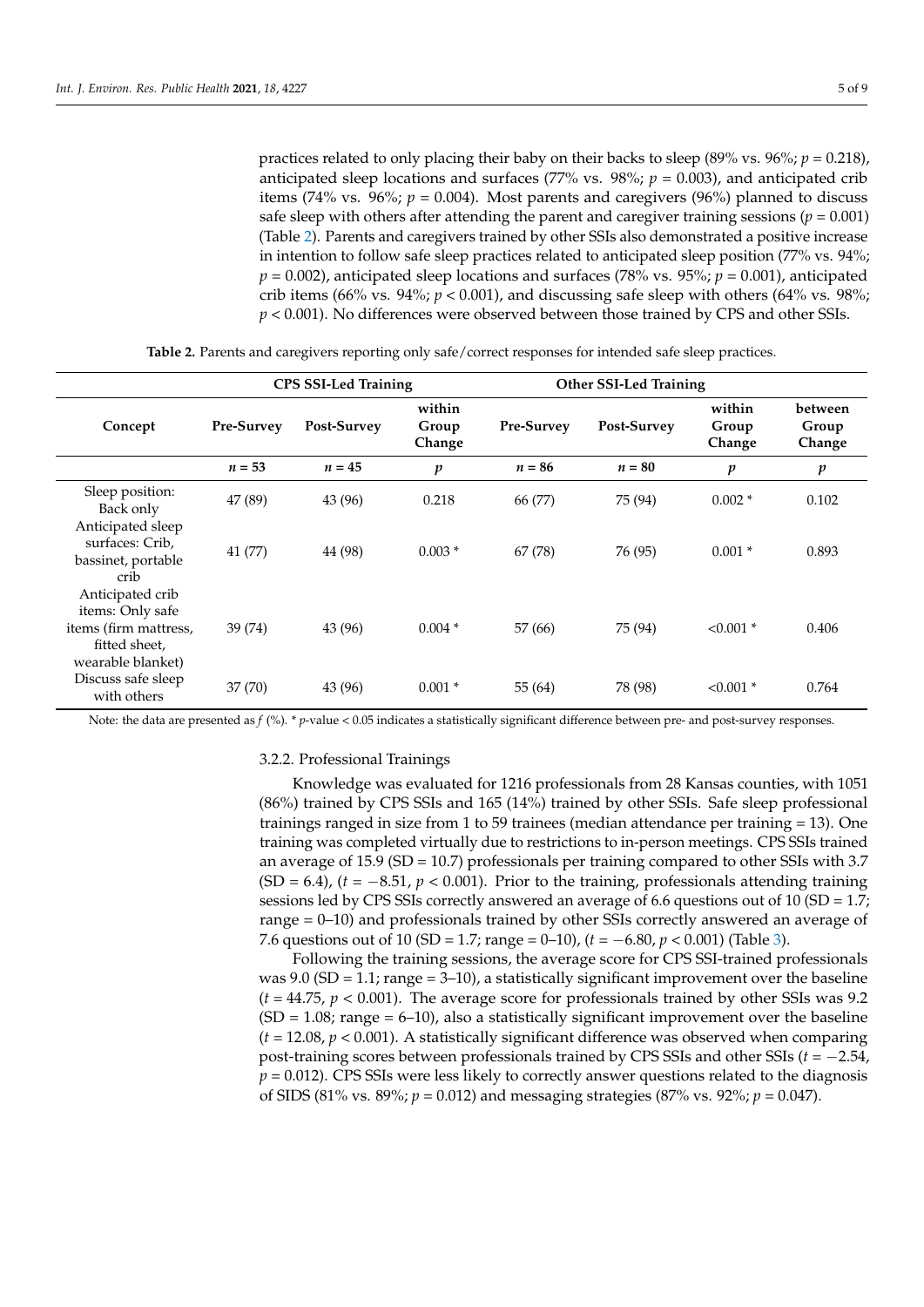practices related to only placing their baby on their backs to sleep (89% vs. 96%; $p = 0.218$), anticipated sleep locations and surfaces (77% vs. 98%; $p = 0.003$), and anticipated crib items (74% vs. 96%; $p = 0.004$). Most parents and caregivers (96%) planned to discuss safe sleep with others after attending the parent and caregiver training sessions ($p = 0.001$) (Table 2). Parents and caregivers trained by other SSIs also demonstrated a positive increase in intention to follow safe sleep practices related to anticipated sleep position (77% vs. 94%; $p = 0.002$), anticipated sleep locations and surfaces (78% vs. 95%; $p = 0.001$), anticipated crib items (66% vs. 94%; $p < 0.001$), and discussing safe sleep with others (64% vs. 98%; $p < 0.001$). No differences were observed between those trained by CPS and other SSIs.

**Table 2.** Parents and caregivers reporting only safe/correct responses for intended safe sleep practices.

| | CPS SSI-Led Training | | | Other SSI-Led Training | | | |
|---|---|---|---|---|---|---|---|
| **Concept** | **Pre-Survey** | **Post-Survey** | **within Group Change** | **Pre-Survey** | **Post-Survey** | **within Group Change** | **between Group Change** |
| | $n = 53$ | $n = 45$ | $p$ | $n = 86$ | $n = 80$ | $p$ | $p$ |
| Sleep position: Back only | 47 (89) | 43 (96) | 0.218 | 66 (77) | 75 (94) | 0.002 * | 0.102 |
| Anticipated sleep surfaces: Crib, bassinet, portable crib | 41 (77) | 44 (98) | 0.003 * | 67 (78) | 76 (95) | 0.001 * | 0.893 |
| Anticipated crib items: Only safe items (firm mattress, fitted sheet, wearable blanket) | 39 (74) | 43 (96) | 0.004 * | 57 (66) | 75 (94) | <0.001 * | 0.406 |
| Discuss safe sleep with others | 37 (70) | 43 (96) | 0.001 * | 55 (64) | 78 (98) | <0.001 * | 0.764 |

Note: the data are presented as $f$ (%). * $p$-value < 0.05 indicates a statistically significant difference between pre- and post-survey responses.

#### 3.2.2. Professional Trainings

Knowledge was evaluated for 1216 professionals from 28 Kansas counties, with 1051 (86%) trained by CPS SSIs and 165 (14%) trained by other SSIs. Safe sleep professional trainings ranged in size from 1 to 59 trainees (median attendance per training = 13). One training was completed virtually due to restrictions to in-person meetings. CPS SSIs trained an average of 15.9 (SD = 10.7) professionals per training compared to other SSIs with 3.7 (SD = 6.4), ($t = -8.51$, $p < 0.001$). Prior to the training, professionals attending training sessions led by CPS SSIs correctly answered an average of 6.6 questions out of 10 (SD = 1.7; range = 0–10) and professionals trained by other SSIs correctly answered an average of 7.6 questions out of 10 (SD = 1.7; range = 0–10), ($t = -6.80$, $p < 0.001$) (Table 3).

Following the training sessions, the average score for CPS SSI-trained professionals was 9.0 (SD = 1.1; range = 3–10), a statistically significant improvement over the baseline ($t = 44.75$, $p < 0.001$). The average score for professionals trained by other SSIs was 9.2 (SD = 1.08; range = 6–10), also a statistically significant improvement over the baseline ($t = 12.08$, $p < 0.001$). A statistically significant difference was observed when comparing post-training scores between professionals trained by CPS SSIs and other SSIs ($t = -2.54$, $p = 0.012$). CPS SSIs were less likely to correctly answer questions related to the diagnosis of SIDS (81% vs. 89%; $p = 0.012$) and messaging strategies (87% vs. 92%; $p = 0.047$).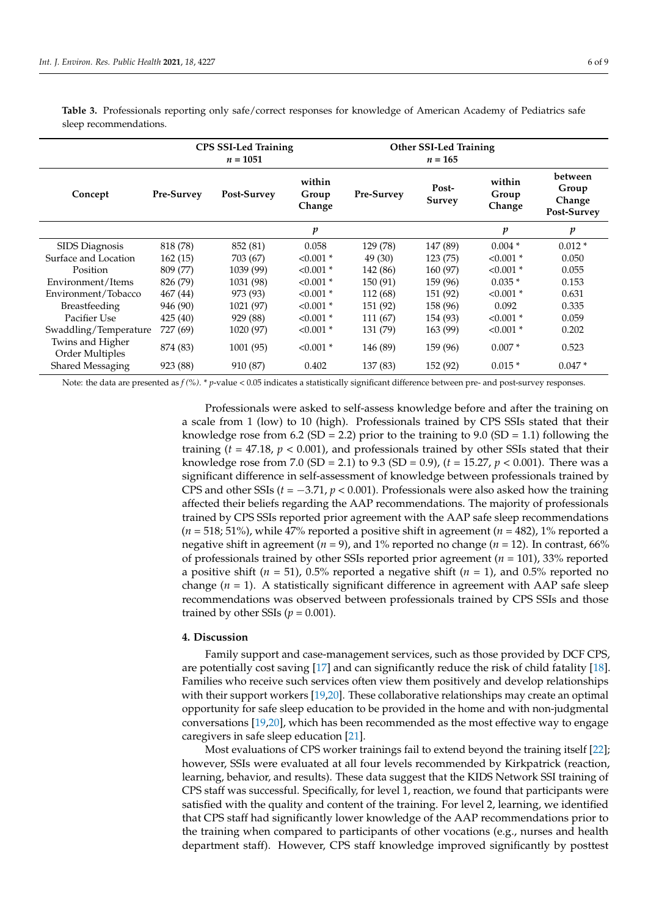**Table 3.** Professionals reporting only safe/correct responses for knowledge of American Academy of Pediatrics safe sleep recommendations.

| | CPS SSI-Led Training $n$ = 1051 | | | Other SSI-Led Training $n$ = 165 | | | |
|---|---|---|---|---|---|---|---|
| **Concept** | **Pre-Survey** | **Post-Survey** | **within Group Change** | **Pre-Survey** | **Post-Survey** | **within Group Change** | **between Group Change Post-Survey** |
| | | | $p$ | | | $p$ | $p$ |
| SIDS Diagnosis | 818 (78) | 852 (81) | 0.058 | 129 (78) | 147 (89) | 0.004 * | 0.012 * |
| Surface and Location | 162 (15) | 703 (67) | <0.001 * | 49 (30) | 123 (75) | <0.001 * | 0.050 |
| Position | 809 (77) | 1039 (99) | <0.001 * | 142 (86) | 160 (97) | <0.001 * | 0.055 |
| Environment/Items | 826 (79) | 1031 (98) | <0.001 * | 150 (91) | 159 (96) | 0.035 * | 0.153 |
| Environment/Tobacco | 467 (44) | 973 (93) | <0.001 * | 112 (68) | 151 (92) | <0.001 * | 0.631 |
| Breastfeeding | 946 (90) | 1021 (97) | <0.001 * | 151 (92) | 158 (96) | 0.092 | 0.335 |
| Pacifier Use | 425 (40) | 929 (88) | <0.001 * | 111 (67) | 154 (93) | <0.001 * | 0.059 |
| Swaddling/Temperature | 727 (69) | 1020 (97) | <0.001 * | 131 (79) | 163 (99) | <0.001 * | 0.202 |
| Twins and Higher Order Multiples | 874 (83) | 1001 (95) | <0.001 * | 146 (89) | 159 (96) | 0.007 * | 0.523 |
| Shared Messaging | 923 (88) | 910 (87) | 0.402 | 137 (83) | 152 (92) | 0.015 * | 0.047 * |

Note: the data are presented as *f (%)*. * *p*-value < 0.05 indicates a statistically significant difference between pre- and post-survey responses.

Professionals were asked to self-assess knowledge before and after the training on a scale from 1 (low) to 10 (high). Professionals trained by CPS SSIs stated that their knowledge rose from 6.2 (SD = 2.2) prior to the training to 9.0 (SD = 1.1) following the training ($t$ = 47.18, $p$ < 0.001), and professionals trained by other SSIs stated that their knowledge rose from 7.0 (SD = 2.1) to 9.3 (SD = 0.9), ($t$ = 15.27, $p$ < 0.001). There was a significant difference in self-assessment of knowledge between professionals trained by CPS and other SSIs ($t$ = −3.71, $p$ < 0.001). Professionals were also asked how the training affected their beliefs regarding the AAP recommendations. The majority of professionals trained by CPS SSIs reported prior agreement with the AAP safe sleep recommendations ($n$ = 518; 51%), while 47% reported a positive shift in agreement ($n$ = 482), 1% reported a negative shift in agreement ($n$ = 9), and 1% reported no change ($n$ = 12). In contrast, 66% of professionals trained by other SSIs reported prior agreement ($n$ = 101), 33% reported a positive shift ($n$ = 51), 0.5% reported a negative shift ($n$ = 1), and 0.5% reported no change ($n$ = 1). A statistically significant difference in agreement with AAP safe sleep recommendations was observed between professionals trained by CPS SSIs and those trained by other SSIs ($p$ = 0.001).

## 4. Discussion

Family support and case-management services, such as those provided by DCF CPS, are potentially cost saving [17] and can significantly reduce the risk of child fatality [18]. Families who receive such services often view them positively and develop relationships with their support workers [19,20]. These collaborative relationships may create an optimal opportunity for safe sleep education to be provided in the home and with non-judgmental conversations [19,20], which has been recommended as the most effective way to engage caregivers in safe sleep education [21].

Most evaluations of CPS worker trainings fail to extend beyond the training itself [22]; however, SSIs were evaluated at all four levels recommended by Kirkpatrick (reaction, learning, behavior, and results). These data suggest that the KIDS Network SSI training of CPS staff was successful. Specifically, for level 1, reaction, we found that participants were satisfied with the quality and content of the training. For level 2, learning, we identified that CPS staff had significantly lower knowledge of the AAP recommendations prior to the training when compared to participants of other vocations (e.g., nurses and health department staff). However, CPS staff knowledge improved significantly by posttest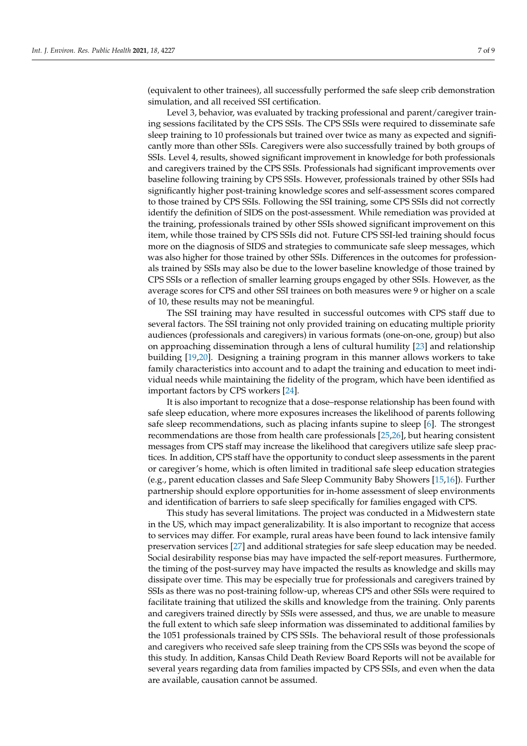(equivalent to other trainees), all successfully performed the safe sleep crib demonstration simulation, and all received SSI certification.

Level 3, behavior, was evaluated by tracking professional and parent/caregiver training sessions facilitated by the CPS SSIs. The CPS SSIs were required to disseminate safe sleep training to 10 professionals but trained over twice as many as expected and significantly more than other SSIs. Caregivers were also successfully trained by both groups of SSIs. Level 4, results, showed significant improvement in knowledge for both professionals and caregivers trained by the CPS SSIs. Professionals had significant improvements over baseline following training by CPS SSIs. However, professionals trained by other SSIs had significantly higher post-training knowledge scores and self-assessment scores compared to those trained by CPS SSIs. Following the SSI training, some CPS SSIs did not correctly identify the definition of SIDS on the post-assessment. While remediation was provided at the training, professionals trained by other SSIs showed significant improvement on this item, while those trained by CPS SSIs did not. Future CPS SSI-led training should focus more on the diagnosis of SIDS and strategies to communicate safe sleep messages, which was also higher for those trained by other SSIs. Differences in the outcomes for professionals trained by SSIs may also be due to the lower baseline knowledge of those trained by CPS SSIs or a reflection of smaller learning groups engaged by other SSIs. However, as the average scores for CPS and other SSI trainees on both measures were 9 or higher on a scale of 10, these results may not be meaningful.

The SSI training may have resulted in successful outcomes with CPS staff due to several factors. The SSI training not only provided training on educating multiple priority audiences (professionals and caregivers) in various formats (one-on-one, group) but also on approaching dissemination through a lens of cultural humility [23] and relationship building [19,20]. Designing a training program in this manner allows workers to take family characteristics into account and to adapt the training and education to meet individual needs while maintaining the fidelity of the program, which have been identified as important factors by CPS workers [24].

It is also important to recognize that a dose–response relationship has been found with safe sleep education, where more exposures increases the likelihood of parents following safe sleep recommendations, such as placing infants supine to sleep [6]. The strongest recommendations are those from health care professionals [25,26], but hearing consistent messages from CPS staff may increase the likelihood that caregivers utilize safe sleep practices. In addition, CPS staff have the opportunity to conduct sleep assessments in the parent or caregiver's home, which is often limited in traditional safe sleep education strategies (e.g., parent education classes and Safe Sleep Community Baby Showers [15,16]). Further partnership should explore opportunities for in-home assessment of sleep environments and identification of barriers to safe sleep specifically for families engaged with CPS.

This study has several limitations. The project was conducted in a Midwestern state in the US, which may impact generalizability. It is also important to recognize that access to services may differ. For example, rural areas have been found to lack intensive family preservation services [27] and additional strategies for safe sleep education may be needed. Social desirability response bias may have impacted the self-report measures. Furthermore, the timing of the post-survey may have impacted the results as knowledge and skills may dissipate over time. This may be especially true for professionals and caregivers trained by SSIs as there was no post-training follow-up, whereas CPS and other SSIs were required to facilitate training that utilized the skills and knowledge from the training. Only parents and caregivers trained directly by SSIs were assessed, and thus, we are unable to measure the full extent to which safe sleep information was disseminated to additional families by the 1051 professionals trained by CPS SSIs. The behavioral result of those professionals and caregivers who received safe sleep training from the CPS SSIs was beyond the scope of this study. In addition, Kansas Child Death Review Board Reports will not be available for several years regarding data from families impacted by CPS SSIs, and even when the data are available, causation cannot be assumed.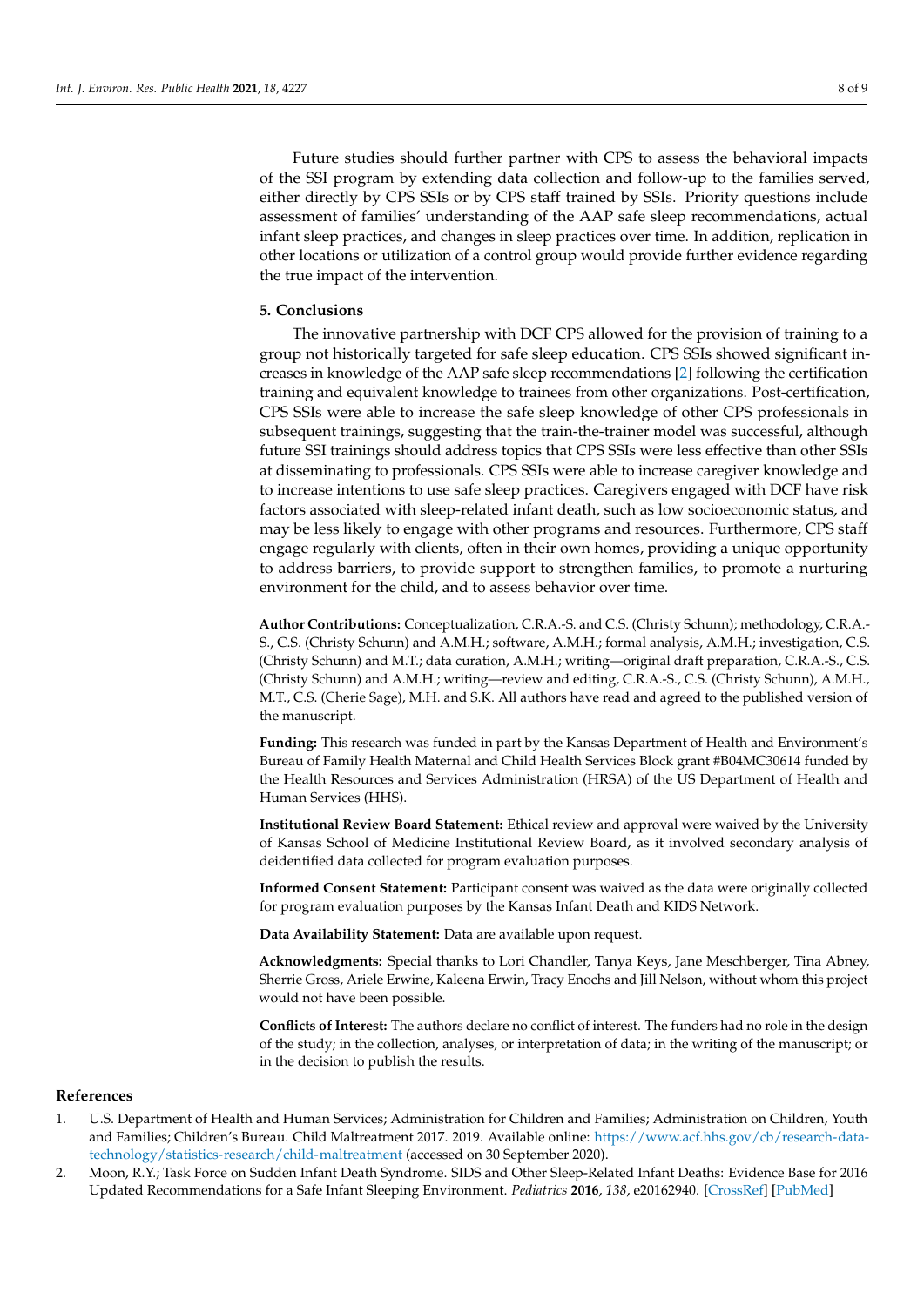Future studies should further partner with CPS to assess the behavioral impacts of the SSI program by extending data collection and follow-up to the families served, either directly by CPS SSIs or by CPS staff trained by SSIs. Priority questions include assessment of families' understanding of the AAP safe sleep recommendations, actual infant sleep practices, and changes in sleep practices over time. In addition, replication in other locations or utilization of a control group would provide further evidence regarding the true impact of the intervention.

## 5. Conclusions

The innovative partnership with DCF CPS allowed for the provision of training to a group not historically targeted for safe sleep education. CPS SSIs showed significant increases in knowledge of the AAP safe sleep recommendations [2] following the certification training and equivalent knowledge to trainees from other organizations. Post-certification, CPS SSIs were able to increase the safe sleep knowledge of other CPS professionals in subsequent trainings, suggesting that the train-the-trainer model was successful, although future SSI trainings should address topics that CPS SSIs were less effective than other SSIs at disseminating to professionals. CPS SSIs were able to increase caregiver knowledge and to increase intentions to use safe sleep practices. Caregivers engaged with DCF have risk factors associated with sleep-related infant death, such as low socioeconomic status, and may be less likely to engage with other programs and resources. Furthermore, CPS staff engage regularly with clients, often in their own homes, providing a unique opportunity to address barriers, to provide support to strengthen families, to promote a nurturing environment for the child, and to assess behavior over time.

**Author Contributions:** Conceptualization, C.R.A.-S. and C.S. (Christy Schunn); methodology, C.R.A.-S., C.S. (Christy Schunn) and A.M.H.; software, A.M.H.; formal analysis, A.M.H.; investigation, C.S. (Christy Schunn) and M.T.; data curation, A.M.H.; writing—original draft preparation, C.R.A.-S., C.S. (Christy Schunn) and A.M.H.; writing—review and editing, C.R.A.-S., C.S. (Christy Schunn), A.M.H., M.T., C.S. (Cherie Sage), M.H. and S.K. All authors have read and agreed to the published version of the manuscript.

**Funding:** This research was funded in part by the Kansas Department of Health and Environment's Bureau of Family Health Maternal and Child Health Services Block grant #B04MC30614 funded by the Health Resources and Services Administration (HRSA) of the US Department of Health and Human Services (HHS).

**Institutional Review Board Statement:** Ethical review and approval were waived by the University of Kansas School of Medicine Institutional Review Board, as it involved secondary analysis of deidentified data collected for program evaluation purposes.

**Informed Consent Statement:** Participant consent was waived as the data were originally collected for program evaluation purposes by the Kansas Infant Death and KIDS Network.

**Data Availability Statement:** Data are available upon request.

**Acknowledgments:** Special thanks to Lori Chandler, Tanya Keys, Jane Meschberger, Tina Abney, Sherrie Gross, Ariele Erwine, Kaleena Erwin, Tracy Enochs and Jill Nelson, without whom this project would not have been possible.

**Conflicts of Interest:** The authors declare no conflict of interest. The funders had no role in the design of the study; in the collection, analyses, or interpretation of data; in the writing of the manuscript; or in the decision to publish the results.

## References

1. U.S. Department of Health and Human Services; Administration for Children and Families; Administration on Children, Youth and Families; Children's Bureau. Child Maltreatment 2017. 2019. Available online: https://www.acf.hhs.gov/cb/research-data-technology/statistics-research/child-maltreatment (accessed on 30 September 2020).
2. Moon, R.Y.; Task Force on Sudden Infant Death Syndrome. SIDS and Other Sleep-Related Infant Deaths: Evidence Base for 2016 Updated Recommendations for a Safe Infant Sleeping Environment. *Pediatrics* **2016**, *138*, e20162940. [CrossRef] [PubMed]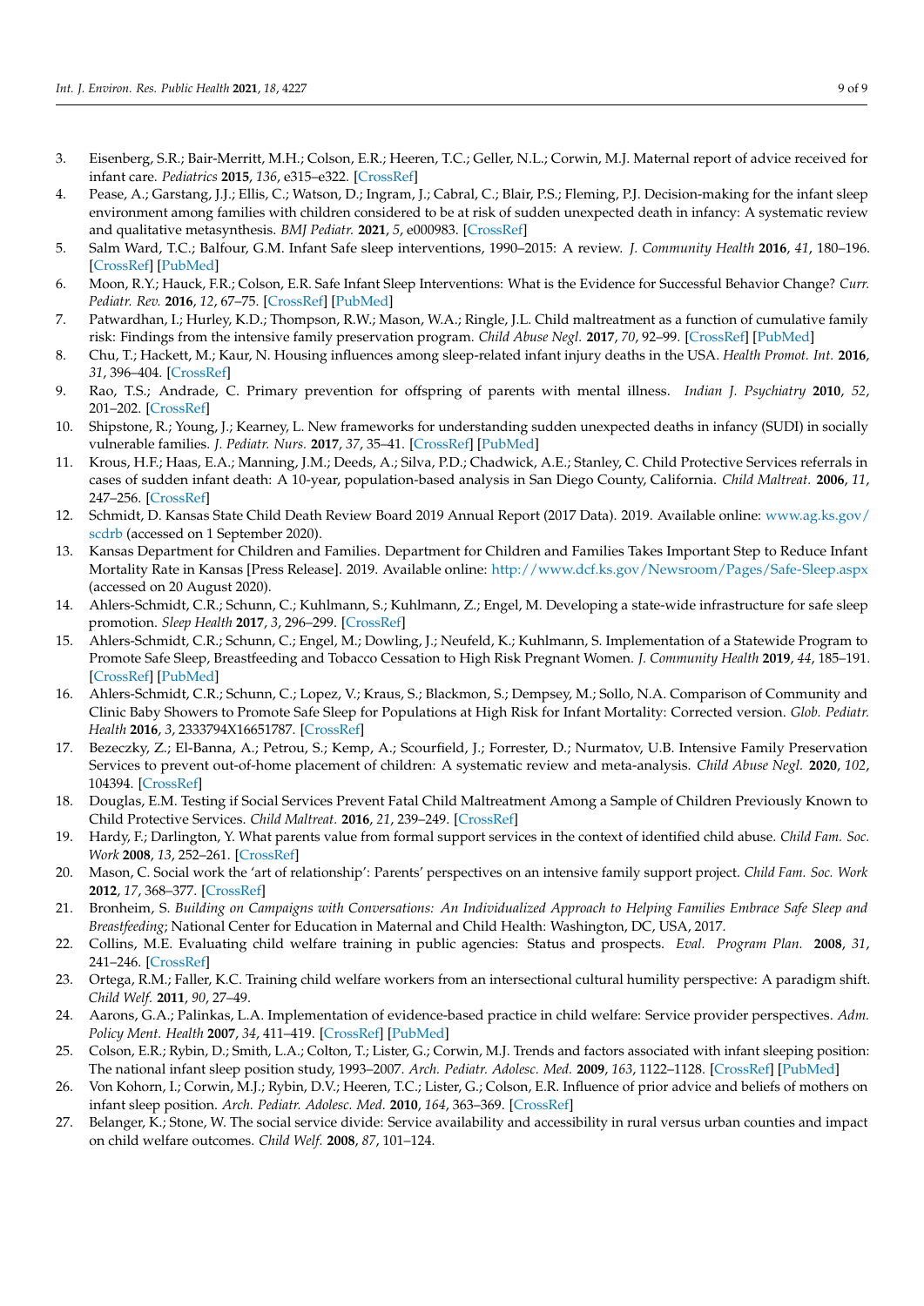3. Eisenberg, S.R.; Bair-Merritt, M.H.; Colson, E.R.; Heeren, T.C.; Geller, N.L.; Corwin, M.J. Maternal report of advice received for infant care. *Pediatrics* **2015**, *136*, e315–e322. [CrossRef]
4. Pease, A.; Garstang, J.J.; Ellis, C.; Watson, D.; Ingram, J.; Cabral, C.; Blair, P.S.; Fleming, P.J. Decision-making for the infant sleep environment among families with children considered to be at risk of sudden unexpected death in infancy: A systematic review and qualitative metasynthesis. *BMJ Pediatr.* **2021**, *5*, e000983. [CrossRef]
5. Salm Ward, T.C.; Balfour, G.M. Infant Safe sleep interventions, 1990–2015: A review. *J. Community Health* **2016**, *41*, 180–196. [CrossRef] [PubMed]
6. Moon, R.Y.; Hauck, F.R.; Colson, E.R. Safe Infant Sleep Interventions: What is the Evidence for Successful Behavior Change? *Curr. Pediatr. Rev.* **2016**, *12*, 67–75. [CrossRef] [PubMed]
7. Patwardhan, I.; Hurley, K.D.; Thompson, R.W.; Mason, W.A.; Ringle, J.L. Child maltreatment as a function of cumulative family risk: Findings from the intensive family preservation program. *Child Abuse Negl.* **2017**, *70*, 92–99. [CrossRef] [PubMed]
8. Chu, T.; Hackett, M.; Kaur, N. Housing influences among sleep-related infant injury deaths in the USA. *Health Promot. Int.* **2016**, *31*, 396–404. [CrossRef]
9. Rao, T.S.; Andrade, C. Primary prevention for offspring of parents with mental illness. *Indian J. Psychiatry* **2010**, *52*, 201–202. [CrossRef]
10. Shipstone, R.; Young, J.; Kearney, L. New frameworks for understanding sudden unexpected deaths in infancy (SUDI) in socially vulnerable families. *J. Pediatr. Nurs.* **2017**, *37*, 35–41. [CrossRef] [PubMed]
11. Krous, H.F.; Haas, E.A.; Manning, J.M.; Deeds, A.; Silva, P.D.; Chadwick, A.E.; Stanley, C. Child Protective Services referrals in cases of sudden infant death: A 10-year, population-based analysis in San Diego County, California. *Child Maltreat.* **2006**, *11*, 247–256. [CrossRef]
12. Schmidt, D. Kansas State Child Death Review Board 2019 Annual Report (2017 Data). 2019. Available online: www.ag.ks.gov/scdrb (accessed on 1 September 2020).
13. Kansas Department for Children and Families. Department for Children and Families Takes Important Step to Reduce Infant Mortality Rate in Kansas [Press Release]. 2019. Available online: http://www.dcf.ks.gov/Newsroom/Pages/Safe-Sleep.aspx (accessed on 20 August 2020).
14. Ahlers-Schmidt, C.R.; Schunn, C.; Kuhlmann, S.; Kuhlmann, Z.; Engel, M. Developing a state-wide infrastructure for safe sleep promotion. *Sleep Health* **2017**, *3*, 296–299. [CrossRef]
15. Ahlers-Schmidt, C.R.; Schunn, C.; Engel, M.; Dowling, J.; Neufeld, K.; Kuhlmann, S. Implementation of a Statewide Program to Promote Safe Sleep, Breastfeeding and Tobacco Cessation to High Risk Pregnant Women. *J. Community Health* **2019**, *44*, 185–191. [CrossRef] [PubMed]
16. Ahlers-Schmidt, C.R.; Schunn, C.; Lopez, V.; Kraus, S.; Blackmon, S.; Dempsey, M.; Sollo, N.A. Comparison of Community and Clinic Baby Showers to Promote Safe Sleep for Populations at High Risk for Infant Mortality: Corrected version. *Glob. Pediatr. Health* **2016**, *3*, 2333794X16651787. [CrossRef]
17. Bezeczky, Z.; El-Banna, A.; Petrou, S.; Kemp, A.; Scourfield, J.; Forrester, D.; Nurmatov, U.B. Intensive Family Preservation Services to prevent out-of-home placement of children: A systematic review and meta-analysis. *Child Abuse Negl.* **2020**, *102*, 104394. [CrossRef]
18. Douglas, E.M. Testing if Social Services Prevent Fatal Child Maltreatment Among a Sample of Children Previously Known to Child Protective Services. *Child Maltreat.* **2016**, *21*, 239–249. [CrossRef]
19. Hardy, F.; Darlington, Y. What parents value from formal support services in the context of identified child abuse. *Child Fam. Soc. Work* **2008**, *13*, 252–261. [CrossRef]
20. Mason, C. Social work the 'art of relationship': Parents' perspectives on an intensive family support project. *Child Fam. Soc. Work* **2012**, *17*, 368–377. [CrossRef]
21. Bronheim, S. *Building on Campaigns with Conversations: An Individualized Approach to Helping Families Embrace Safe Sleep and Breastfeeding*; National Center for Education in Maternal and Child Health: Washington, DC, USA, 2017.
22. Collins, M.E. Evaluating child welfare training in public agencies: Status and prospects. *Eval. Program Plan.* **2008**, *31*, 241–246. [CrossRef]
23. Ortega, R.M.; Faller, K.C. Training child welfare workers from an intersectional cultural humility perspective: A paradigm shift. *Child Welf.* **2011**, *90*, 27–49.
24. Aarons, G.A.; Palinkas, L.A. Implementation of evidence-based practice in child welfare: Service provider perspectives. *Adm. Policy Ment. Health* **2007**, *34*, 411–419. [CrossRef] [PubMed]
25. Colson, E.R.; Rybin, D.; Smith, L.A.; Colton, T.; Lister, G.; Corwin, M.J. Trends and factors associated with infant sleeping position: The national infant sleep position study, 1993–2007. *Arch. Pediatr. Adolesc. Med.* **2009**, *163*, 1122–1128. [CrossRef] [PubMed]
26. Von Kohorn, I.; Corwin, M.J.; Rybin, D.V.; Heeren, T.C.; Lister, G.; Colson, E.R. Influence of prior advice and beliefs of mothers on infant sleep position. *Arch. Pediatr. Adolesc. Med.* **2010**, *164*, 363–369. [CrossRef]
27. Belanger, K.; Stone, W. The social service divide: Service availability and accessibility in rural versus urban counties and impact on child welfare outcomes. *Child Welf.* **2008**, *87*, 101–124.